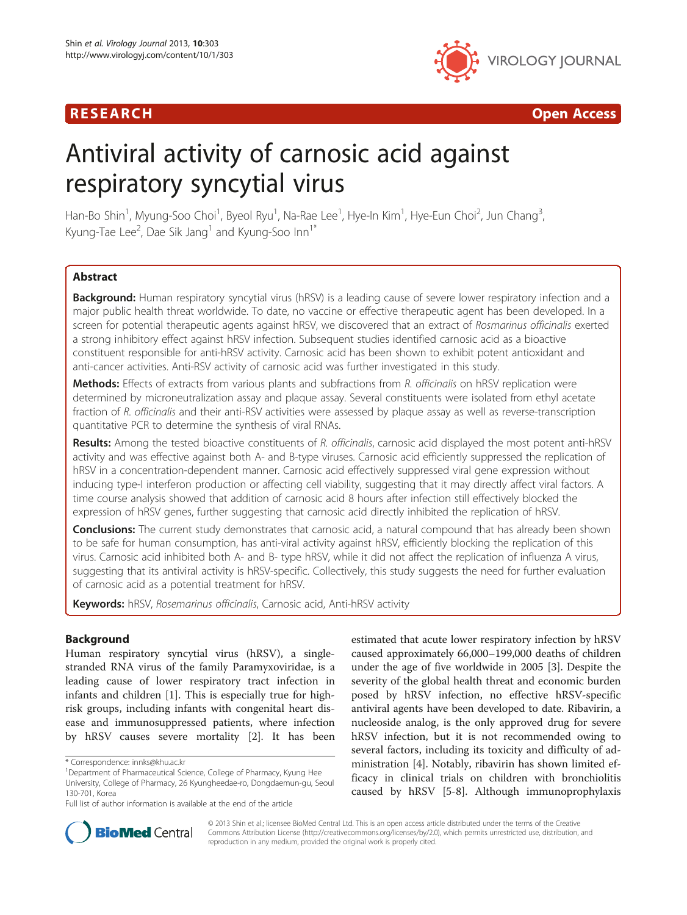RESEARCH Open Access

# Antiviral activity of carnosic acid against respiratory syncytial virus

Han-Bo Shin[1], Myung-Soo Choi[1], Byeol Ryu[1], Na-Rae Lee[1], Hye-In Kim[1], Hye-Eun Choi[2], Jun Chang[3], Kyung-Tae Lee[2], Dae Sik Jang[1] and Kyung-Soo Inn[1*]

## Abstract

**Background:** Human respiratory syncytial virus (hRSV) is a leading cause of severe lower respiratory infection and a major public health threat worldwide. To date, no vaccine or effective therapeutic agent has been developed. In a screen for potential therapeutic agents against hRSV, we discovered that an extract of *Rosmarinus officinalis* exerted a strong inhibitory effect against hRSV infection. Subsequent studies identified carnosic acid as a bioactive constituent responsible for anti-hRSV activity. Carnosic acid has been shown to exhibit potent antioxidant and anti-cancer activities. Anti-RSV activity of carnosic acid was further investigated in this study.

**Methods:** Effects of extracts from various plants and subfractions from *R. officinalis* on hRSV replication were determined by microneutralization assay and plaque assay. Several constituents were isolated from ethyl acetate fraction of *R. officinalis* and their anti-RSV activities were assessed by plaque assay as well as reverse-transcription quantitative PCR to determine the synthesis of viral RNAs.

**Results:** Among the tested bioactive constituents of *R. officinalis*, carnosic acid displayed the most potent anti-hRSV activity and was effective against both A- and B-type viruses. Carnosic acid efficiently suppressed the replication of hRSV in a concentration-dependent manner. Carnosic acid effectively suppressed viral gene expression without inducing type-I interferon production or affecting cell viability, suggesting that it may directly affect viral factors. A time course analysis showed that addition of carnosic acid 8 hours after infection still effectively blocked the expression of hRSV genes, further suggesting that carnosic acid directly inhibited the replication of hRSV.

**Conclusions:** The current study demonstrates that carnosic acid, a natural compound that has already been shown to be safe for human consumption, has anti-viral activity against hRSV, efficiently blocking the replication of this virus. Carnosic acid inhibited both A- and B- type hRSV, while it did not affect the replication of influenza A virus, suggesting that its antiviral activity is hRSV-specific. Collectively, this study suggests the need for further evaluation of carnosic acid as a potential treatment for hRSV.

**Keywords:** hRSV, *Rosemarinus officinalis*, Carnosic acid, Anti-hRSV activity

## Background

Human respiratory syncytial virus (hRSV), a single-stranded RNA virus of the family Paramyxoviridae, is a leading cause of lower respiratory tract infection in infants and children [1]. This is especially true for high-risk groups, including infants with congenital heart disease and immunosuppressed patients, where infection by hRSV causes severe mortality [2]. It has been estimated that acute lower respiratory infection by hRSV caused approximately 66,000–199,000 deaths of children under the age of five worldwide in 2005 [3]. Despite the severity of the global health threat and economic burden posed by hRSV infection, no effective hRSV-specific antiviral agents have been developed to date. Ribavirin, a nucleoside analog, is the only approved drug for severe hRSV infection, but it is not recommended owing to several factors, including its toxicity and difficulty of administration [4]. Notably, ribavirin has shown limited efficacy in clinical trials on children with bronchiolitis caused by hRSV [5-8]. Although immunoprophylaxis

* Correspondence: innks@khu.ac.kr
[1]Department of Pharmaceutical Science, College of Pharmacy, Kyung Hee University, College of Pharmacy, 26 Kyungheedae-ro, Dongdaemun-gu, Seoul 130-701, Korea
Full list of author information is available at the end of the article

© 2013 Shin et al.; licensee BioMed Central Ltd. This is an open access article distributed under the terms of the Creative Commons Attribution License (http://creativecommons.org/licenses/by/2.0), which permits unrestricted use, distribution, and reproduction in any medium, provided the original work is properly cited.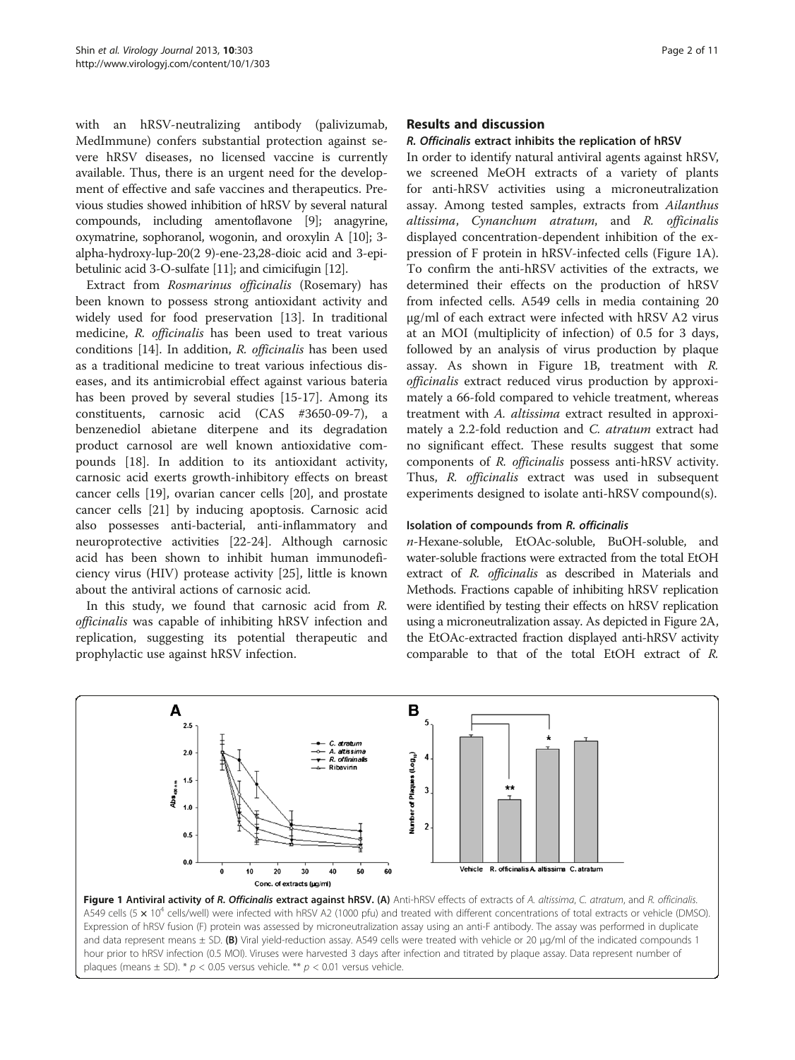with an hRSV-neutralizing antibody (palivizumab, MedImmune) confers substantial protection against severe hRSV diseases, no licensed vaccine is currently available. Thus, there is an urgent need for the development of effective and safe vaccines and therapeutics. Previous studies showed inhibition of hRSV by several natural compounds, including amentoflavone [9]; anagyrine, oxymatrine, sophoranol, wogonin, and oroxylin A [10]; 3-alpha-hydroxy-lup-20(2 9)-ene-23,28-dioic acid and 3-epi-betulinic acid 3-O-sulfate [11]; and cimicifugin [12].

Extract from *Rosmarinus officinalis* (Rosemary) has been known to possess strong antioxidant activity and widely used for food preservation [13]. In traditional medicine, *R. officinalis* has been used to treat various conditions [14]. In addition, *R. officinalis* has been used as a traditional medicine to treat various infectious diseases, and its antimicrobial effect against various bateria has been proved by several studies [15-17]. Among its constituents, carnosic acid (CAS #3650-09-7), a benzenediol abietane diterpene and its degradation product carnosol are well known antioxidative compounds [18]. In addition to its antioxidant activity, carnosic acid exerts growth-inhibitory effects on breast cancer cells [19], ovarian cancer cells [20], and prostate cancer cells [21] by inducing apoptosis. Carnosic acid also possesses anti-bacterial, anti-inflammatory and neuroprotective activities [22-24]. Although carnosic acid has been shown to inhibit human immunodeficiency virus (HIV) protease activity [25], little is known about the antiviral actions of carnosic acid.

In this study, we found that carnosic acid from *R. officinalis* was capable of inhibiting hRSV infection and replication, suggesting its potential therapeutic and prophylactic use against hRSV infection.

## Results and discussion

### *R. Officinalis* extract inhibits the replication of hRSV

In order to identify natural antiviral agents against hRSV, we screened MeOH extracts of a variety of plants for anti-hRSV activities using a microneutralization assay. Among tested samples, extracts from *Ailanthus altissima*, *Cynanchum atratum*, and *R. officinalis* displayed concentration-dependent inhibition of the expression of F protein in hRSV-infected cells (Figure 1A). To confirm the anti-hRSV activities of the extracts, we determined their effects on the production of hRSV from infected cells. A549 cells in media containing 20 μg/ml of each extract were infected with hRSV A2 virus at an MOI (multiplicity of infection) of 0.5 for 3 days, followed by an analysis of virus production by plaque assay. As shown in Figure 1B, treatment with *R. officinalis* extract reduced virus production by approximately a 66-fold compared to vehicle treatment, whereas treatment with *A. altissima* extract resulted in approximately a 2.2-fold reduction and *C. atratum* extract had no significant effect. These results suggest that some components of *R. officinalis* possess anti-hRSV activity. Thus, *R. officinalis* extract was used in subsequent experiments designed to isolate anti-hRSV compound(s).

### Isolation of compounds from *R. officinalis*

*n*-Hexane-soluble, EtOAc-soluble, BuOH-soluble, and water-soluble fractions were extracted from the total EtOH extract of *R. officinalis* as described in Materials and Methods. Fractions capable of inhibiting hRSV replication were identified by testing their effects on hRSV replication using a microneutralization assay. As depicted in Figure 2A, the EtOAc-extracted fraction displayed anti-hRSV activity comparable to that of the total EtOH extract of *R.*

**Figure 1 Antiviral activity of *R. Officinalis* extract against hRSV. (A)** Anti-hRSV effects of extracts of *A. altissima*, *C. atratum*, and *R. officinalis*. A549 cells ($5 \times 10^4$ cells/well) were infected with hRSV A2 (1000 pfu) and treated with different concentrations of total extracts or vehicle (DMSO). Expression of hRSV fusion (F) protein was assessed by microneutralization assay using an anti-F antibody. The assay was performed in duplicate and data represent means ± SD. **(B)** Viral yield-reduction assay. A549 cells were treated with vehicle or 20 μg/ml of the indicated compounds 1 hour prior to hRSV infection (0.5 MOI). Viruses were harvested 3 days after infection and titrated by plaque assay. Data represent number of plaques (means ± SD). * $p < 0.05$ versus vehicle. ** $p < 0.01$ versus vehicle.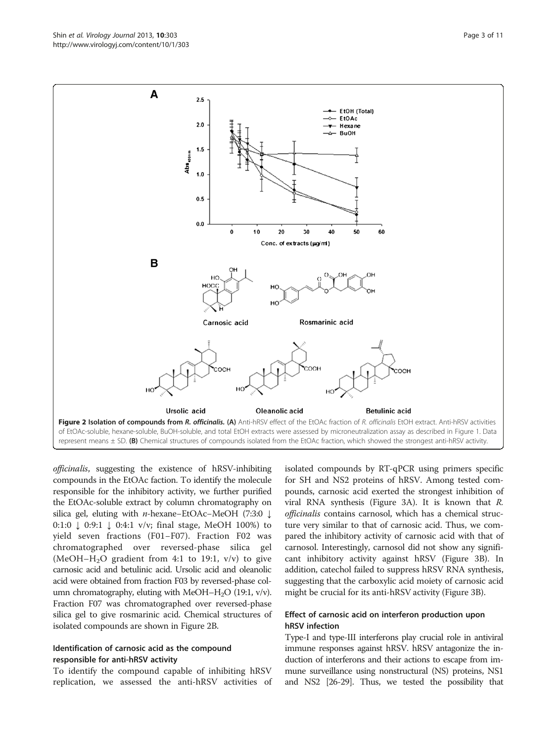**Figure 2 Isolation of compounds from *R. officinalis*. (A)** Anti-hRSV effect of the EtOAc fraction of *R. officinalis* EtOH extract. Anti-hRSV activities of EtOAc-soluble, hexane-soluble, BuOH-soluble, and total EtOH extracts were assessed by microneutralization assay as described in Figure 1. Data represent means ± SD. **(B)** Chemical structures of compounds isolated from the EtOAc fraction, which showed the strongest anti-hRSV activity.

*officinalis*, suggesting the existence of hRSV-inhibiting compounds in the EtOAc faction. To identify the molecule responsible for the inhibitory activity, we further purified the EtOAc-soluble extract by column chromatography on silica gel, eluting with *n*-hexane–EtOAc–MeOH (7:3:0 ↓ 0:1:0 ↓ 0:9:1 ↓ 0:4:1 v/v; final stage, MeOH 100%) to yield seven fractions (F01–F07). Fraction F02 was chromatographed over reversed-phase silica gel (MeOH–$H_2O$ gradient from 4:1 to 19:1, v/v) to give carnosic acid and betulinic acid. Ursolic acid and oleanolic acid were obtained from fraction F03 by reversed-phase column chromatography, eluting with MeOH–$H_2O$ (19:1, v/v). Fraction F07 was chromatographed over reversed-phase silica gel to give rosmarinic acid. Chemical structures of isolated compounds are shown in Figure 2B.

### Identification of carnosic acid as the compound responsible for anti-hRSV activity

To identify the compound capable of inhibiting hRSV replication, we assessed the anti-hRSV activities of isolated compounds by RT-qPCR using primers specific for SH and NS2 proteins of hRSV. Among tested compounds, carnosic acid exerted the strongest inhibition of viral RNA synthesis (Figure 3A). It is known that *R. officinalis* contains carnosol, which has a chemical structure very similar to that of carnosic acid. Thus, we compared the inhibitory activity of carnosic acid with that of carnosol. Interestingly, carnosol did not show any significant inhibitory activity against hRSV (Figure 3B). In addition, catechol failed to suppress hRSV RNA synthesis, suggesting that the carboxylic acid moiety of carnosic acid might be crucial for its anti-hRSV activity (Figure 3B).

### Effect of carnosic acid on interferon production upon hRSV infection

Type-I and type-III interferons play crucial role in antiviral immune responses against hRSV. hRSV antagonize the induction of interferons and their actions to escape from immune surveillance using nonstructural (NS) proteins, NS1 and NS2 [26-29]. Thus, we tested the possibility that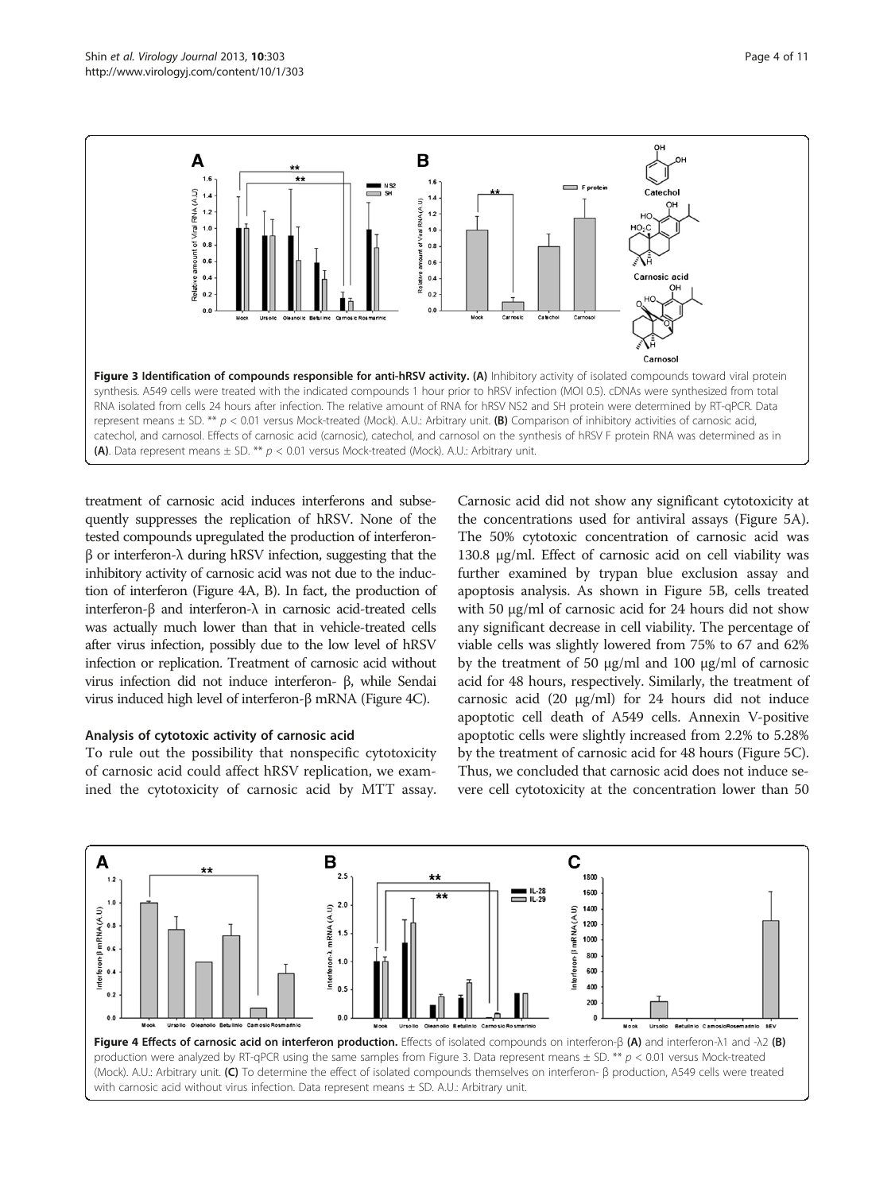**Figure 3 Identification of compounds responsible for anti-hRSV activity. (A)** Inhibitory activity of isolated compounds toward viral protein synthesis. A549 cells were treated with the indicated compounds 1 hour prior to hRSV infection (MOI 0.5). cDNAs were synthesized from total RNA isolated from cells 24 hours after infection. The relative amount of RNA for hRSV NS2 and SH protein were determined by RT-qPCR. Data represent means ± SD. ** $p < 0.01$ versus Mock-treated (Mock). A.U.: Arbitrary unit. **(B)** Comparison of inhibitory activities of carnosic acid, catechol, and carnosol. Effects of carnosic acid (carnosic), catechol, and carnosol on the synthesis of hRSV F protein RNA was determined as in **(A)**. Data represent means ± SD. ** $p < 0.01$ versus Mock-treated (Mock). A.U.: Arbitrary unit.

treatment of carnosic acid induces interferons and subsequently suppresses the replication of hRSV. None of the tested compounds upregulated the production of interferon-β or interferon-λ during hRSV infection, suggesting that the inhibitory activity of carnosic acid was not due to the induction of interferon (Figure 4A, B). In fact, the production of interferon-β and interferon-λ in carnosic acid-treated cells was actually much lower than that in vehicle-treated cells after virus infection, possibly due to the low level of hRSV infection or replication. Treatment of carnosic acid without virus infection did not induce interferon- β, while Sendai virus induced high level of interferon-β mRNA (Figure 4C).

### Analysis of cytotoxic activity of carnosic acid

To rule out the possibility that nonspecific cytotoxicity of carnosic acid could affect hRSV replication, we examined the cytotoxicity of carnosic acid by MTT assay. Carnosic acid did not show any significant cytotoxicity at the concentrations used for antiviral assays (Figure 5A). The 50% cytotoxic concentration of carnosic acid was 130.8 μg/ml. Effect of carnosic acid on cell viability was further examined by trypan blue exclusion assay and apoptosis analysis. As shown in Figure 5B, cells treated with 50 μg/ml of carnosic acid for 24 hours did not show any significant decrease in cell viability. The percentage of viable cells was slightly lowered from 75% to 67 and 62% by the treatment of 50 μg/ml and 100 μg/ml of carnosic acid for 48 hours, respectively. Similarly, the treatment of carnosic acid (20 μg/ml) for 24 hours did not induce apoptotic cell death of A549 cells. Annexin V-positive apoptotic cells were slightly increased from 2.2% to 5.28% by the treatment of carnosic acid for 48 hours (Figure 5C). Thus, we concluded that carnosic acid does not induce severe cell cytotoxicity at the concentration lower than 50

**Figure 4 Effects of carnosic acid on interferon production.** Effects of isolated compounds on interferon-β **(A)** and interferon-λ1 and -λ2 **(B)** production were analyzed by RT-qPCR using the same samples from Figure 3. Data represent means ± SD. ** $p < 0.01$ versus Mock-treated (Mock). A.U.: Arbitrary unit. **(C)** To determine the effect of isolated compounds themselves on interferon- β production, A549 cells were treated with carnosic acid without virus infection. Data represent means ± SD. A.U.: Arbitrary unit.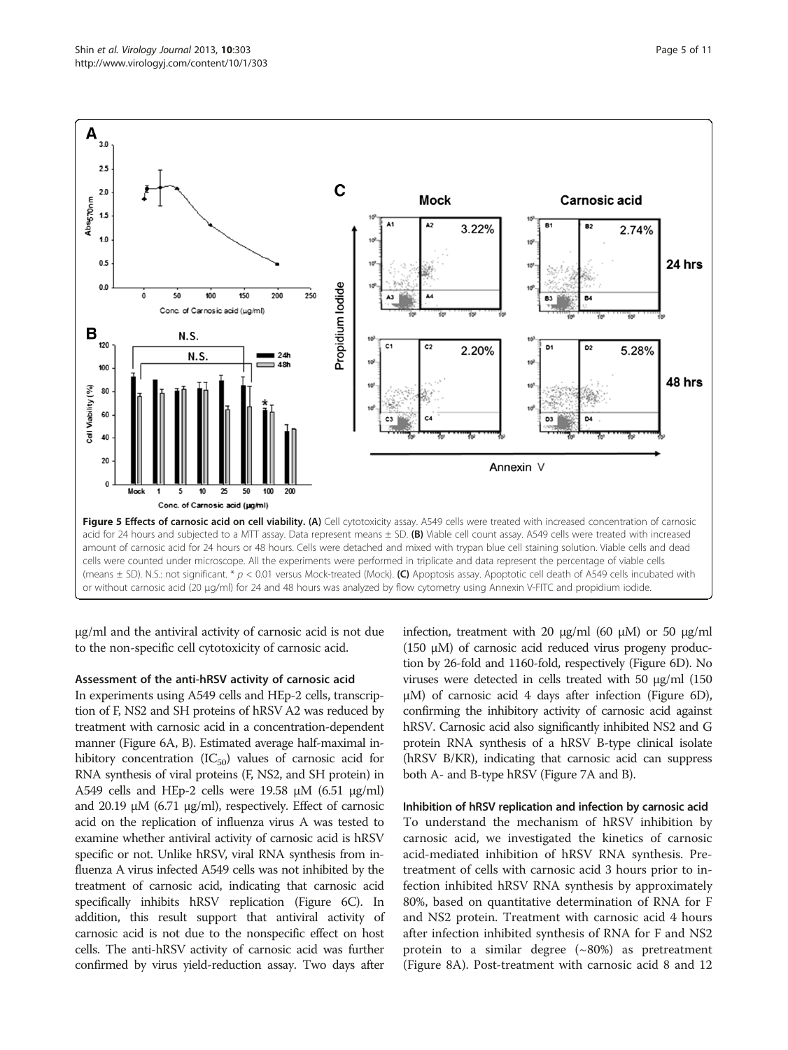**Figure 5 Effects of carnosic acid on cell viability. (A)** Cell cytotoxicity assay. A549 cells were treated with increased concentration of carnosic acid for 24 hours and subjected to a MTT assay. Data represent means ± SD. **(B)** Viable cell count assay. A549 cells were treated with increased amount of carnosic acid for 24 hours or 48 hours. Cells were detached and mixed with trypan blue cell staining solution. Viable cells and dead cells were counted under microscope. All the experiments were performed in triplicate and data represent the percentage of viable cells (means ± SD). N.S.: not significant. * $p < 0.01$ versus Mock-treated (Mock). **(C)** Apoptosis assay. Apoptotic cell death of A549 cells incubated with or without carnosic acid (20 μg/ml) for 24 and 48 hours was analyzed by flow cytometry using Annexin V-FITC and propidium iodide.

μg/ml and the antiviral activity of carnosic acid is not due to the non-specific cell cytotoxicity of carnosic acid.

### Assessment of the anti-hRSV activity of carnosic acid

In experiments using A549 cells and HEp-2 cells, transcription of F, NS2 and SH proteins of hRSV A2 was reduced by treatment with carnosic acid in a concentration-dependent manner (Figure 6A, B). Estimated average half-maximal inhibitory concentration ($IC_{50}$) values of carnosic acid for RNA synthesis of viral proteins (F, NS2, and SH protein) in A549 cells and HEp-2 cells were 19.58 μM (6.51 μg/ml) and 20.19 μM (6.71 μg/ml), respectively. Effect of carnosic acid on the replication of influenza virus A was tested to examine whether antiviral activity of carnosic acid is hRSV specific or not. Unlike hRSV, viral RNA synthesis from influenza A virus infected A549 cells was not inhibited by the treatment of carnosic acid, indicating that carnosic acid specifically inhibits hRSV replication (Figure 6C). In addition, this result support that antiviral activity of carnosic acid is not due to the nonspecific effect on host cells. The anti-hRSV activity of carnosic acid was further confirmed by virus yield-reduction assay. Two days after infection, treatment with 20 μg/ml (60 μM) or 50 μg/ml (150 μM) of carnosic acid reduced virus progeny production by 26-fold and 1160-fold, respectively (Figure 6D). No viruses were detected in cells treated with 50 μg/ml (150 μM) of carnosic acid 4 days after infection (Figure 6D), confirming the inhibitory activity of carnosic acid against hRSV. Carnosic acid also significantly inhibited NS2 and G protein RNA synthesis of a hRSV B-type clinical isolate (hRSV B/KR), indicating that carnosic acid can suppress both A- and B-type hRSV (Figure 7A and B).

### Inhibition of hRSV replication and infection by carnosic acid

To understand the mechanism of hRSV inhibition by carnosic acid, we investigated the kinetics of carnosic acid-mediated inhibition of hRSV RNA synthesis. Pretreatment of cells with carnosic acid 3 hours prior to infection inhibited hRSV RNA synthesis by approximately 80%, based on quantitative determination of RNA for F and NS2 protein. Treatment with carnosic acid 4 hours after infection inhibited synthesis of RNA for F and NS2 protein to a similar degree (~80%) as pretreatment (Figure 8A). Post-treatment with carnosic acid 8 and 12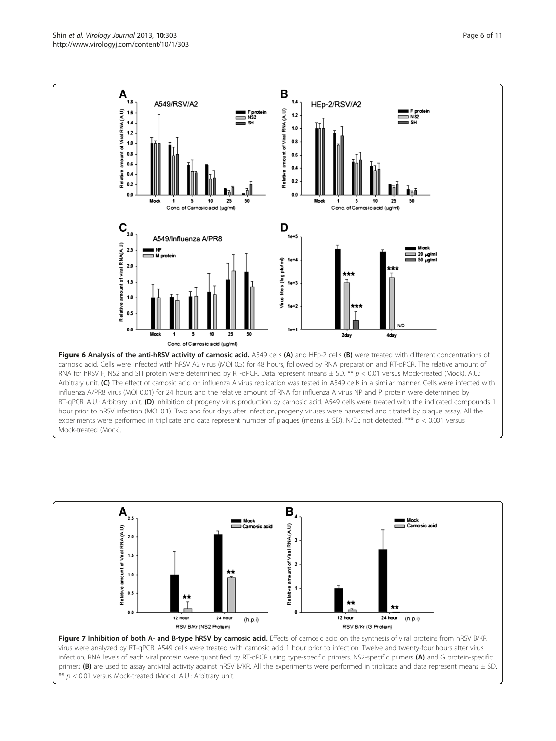**Figure 6 Analysis of the anti-hRSV activity of carnosic acid.** A549 cells **(A)** and HEp-2 cells **(B)** were treated with different concentrations of carnosic acid. Cells were infected with hRSV A2 virus (MOI 0.5) for 48 hours, followed by RNA preparation and RT-qPCR. The relative amount of RNA for hRSV F, NS2 and SH protein were determined by RT-qPCR. Data represent means ± SD. ** $p < 0.01$ versus Mock-treated (Mock). A.U.: Arbitrary unit. **(C)** The effect of carnosic acid on influenza A virus replication was tested in A549 cells in a similar manner. Cells were infected with influenza A/PR8 virus (MOI 0.01) for 24 hours and the relative amount of RNA for influenza A virus NP and P protein were determined by RT-qPCR. A.U.: Arbitrary unit. **(D)** Inhibition of progeny virus production by carnosic acid. A549 cells were treated with the indicated compounds 1 hour prior to hRSV infection (MOI 0.1). Two and four days after infection, progeny viruses were harvested and titrated by plaque assay. All the experiments were performed in triplicate and data represent number of plaques (means ± SD). N/D.: not detected. *** $p < 0.001$ versus Mock-treated (Mock).

**Figure 7 Inhibition of both A- and B-type hRSV by carnosic acid.** Effects of carnosic acid on the synthesis of viral proteins from hRSV B/KR virus were analyzed by RT-qPCR. A549 cells were treated with carnosic acid 1 hour prior to infection. Twelve and twenty-four hours after virus infection, RNA levels of each viral protein were quantified by RT-qPCR using type-specific primers. NS2-specific primers **(A)** and G protein-specific primers **(B)** are used to assay antiviral activity against hRSV B/KR. All the experiments were performed in triplicate and data represent means ± SD. ** $p < 0.01$ versus Mock-treated (Mock). A.U.: Arbitrary unit.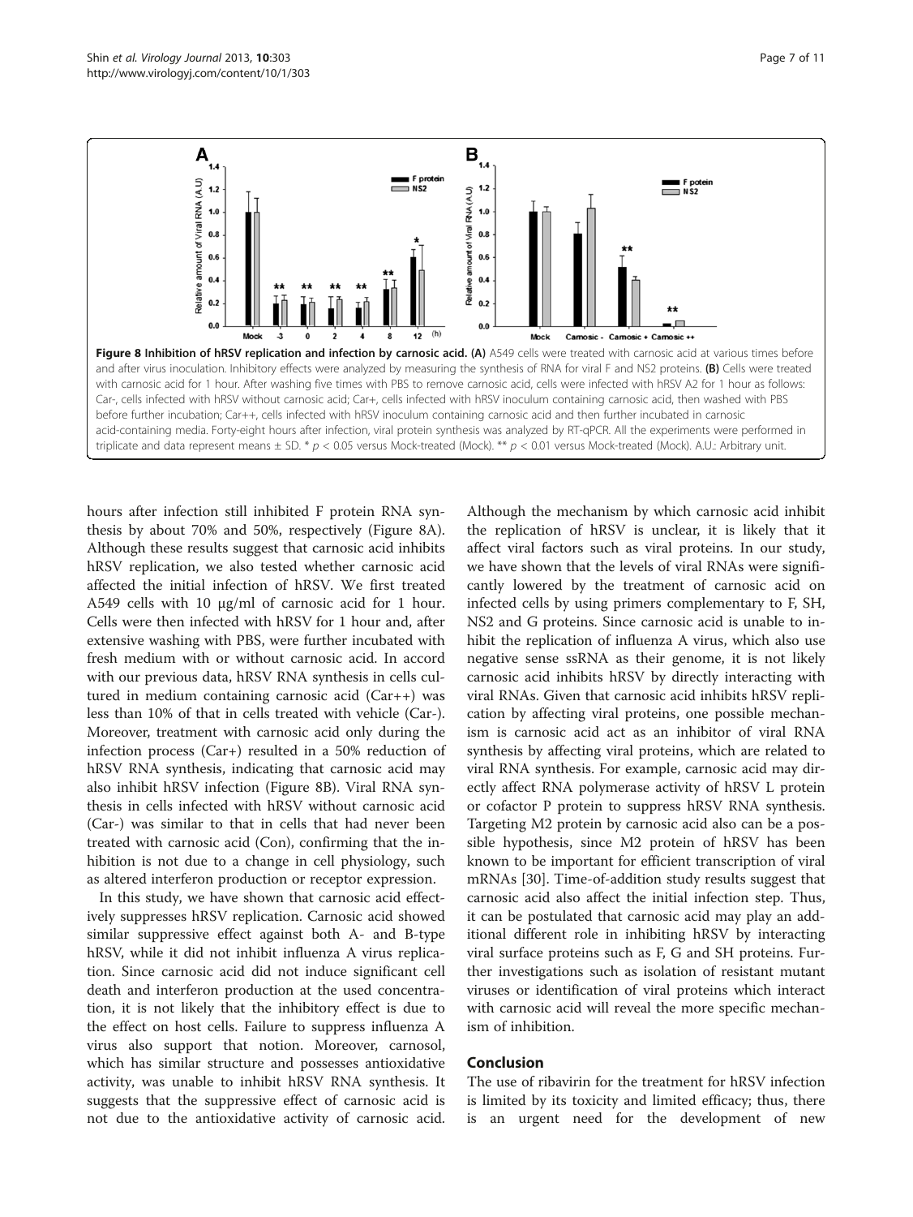**Figure 8 Inhibition of hRSV replication and infection by carnosic acid. (A)** A549 cells were treated with carnosic acid at various times before and after virus inoculation. Inhibitory effects were analyzed by measuring the synthesis of RNA for viral F and NS2 proteins. **(B)** Cells were treated with carnosic acid for 1 hour. After washing five times with PBS to remove carnosic acid, cells were infected with hRSV A2 for 1 hour as follows: Car-, cells infected with hRSV without carnosic acid; Car+, cells infected with hRSV inoculum containing carnosic acid, then washed with PBS before further incubation; Car++, cells infected with hRSV inoculum containing carnosic acid and then further incubated in carnosic acid-containing media. Forty-eight hours after infection, viral protein synthesis was analyzed by RT-qPCR. All the experiments were performed in triplicate and data represent means ± SD. * $p < 0.05$ versus Mock-treated (Mock). ** $p < 0.01$ versus Mock-treated (Mock). A.U.: Arbitrary unit.

hours after infection still inhibited F protein RNA synthesis by about 70% and 50%, respectively (Figure 8A). Although these results suggest that carnosic acid inhibits hRSV replication, we also tested whether carnosic acid affected the initial infection of hRSV. We first treated A549 cells with 10 μg/ml of carnosic acid for 1 hour. Cells were then infected with hRSV for 1 hour and, after extensive washing with PBS, were further incubated with fresh medium with or without carnosic acid. In accord with our previous data, hRSV RNA synthesis in cells cultured in medium containing carnosic acid (Car++) was less than 10% of that in cells treated with vehicle (Car-). Moreover, treatment with carnosic acid only during the infection process (Car+) resulted in a 50% reduction of hRSV RNA synthesis, indicating that carnosic acid may also inhibit hRSV infection (Figure 8B). Viral RNA synthesis in cells infected with hRSV without carnosic acid (Car-) was similar to that in cells that had never been treated with carnosic acid (Con), confirming that the inhibition is not due to a change in cell physiology, such as altered interferon production or receptor expression.

In this study, we have shown that carnosic acid effectively suppresses hRSV replication. Carnosic acid showed similar suppressive effect against both A- and B-type hRSV, while it did not inhibit influenza A virus replication. Since carnosic acid did not induce significant cell death and interferon production at the used concentration, it is not likely that the inhibitory effect is due to the effect on host cells. Failure to suppress influenza A virus also support that notion. Moreover, carnosol, which has similar structure and possesses antioxidative activity, was unable to inhibit hRSV RNA synthesis. It suggests that the suppressive effect of carnosic acid is not due to the antioxidative activity of carnosic acid. Although the mechanism by which carnosic acid inhibit the replication of hRSV is unclear, it is likely that it affect viral factors such as viral proteins. In our study, we have shown that the levels of viral RNAs were significantly lowered by the treatment of carnosic acid on infected cells by using primers complementary to F, SH, NS2 and G proteins. Since carnosic acid is unable to inhibit the replication of influenza A virus, which also use negative sense ssRNA as their genome, it is not likely carnosic acid inhibits hRSV by directly interacting with viral RNAs. Given that carnosic acid inhibits hRSV replication by affecting viral proteins, one possible mechanism is carnosic acid act as an inhibitor of viral RNA synthesis by affecting viral proteins, which are related to viral RNA synthesis. For example, carnosic acid may directly affect RNA polymerase activity of hRSV L protein or cofactor P protein to suppress hRSV RNA synthesis. Targeting M2 protein by carnosic acid also can be a possible hypothesis, since M2 protein of hRSV has been known to be important for efficient transcription of viral mRNAs [30]. Time-of-addition study results suggest that carnosic acid also affect the initial infection step. Thus, it can be postulated that carnosic acid may play an additional different role in inhibiting hRSV by interacting viral surface proteins such as F, G and SH proteins. Further investigations such as isolation of resistant mutant viruses or identification of viral proteins which interact with carnosic acid will reveal the more specific mechanism of inhibition.

## Conclusion

The use of ribavirin for the treatment for hRSV infection is limited by its toxicity and limited efficacy; thus, there is an urgent need for the development of new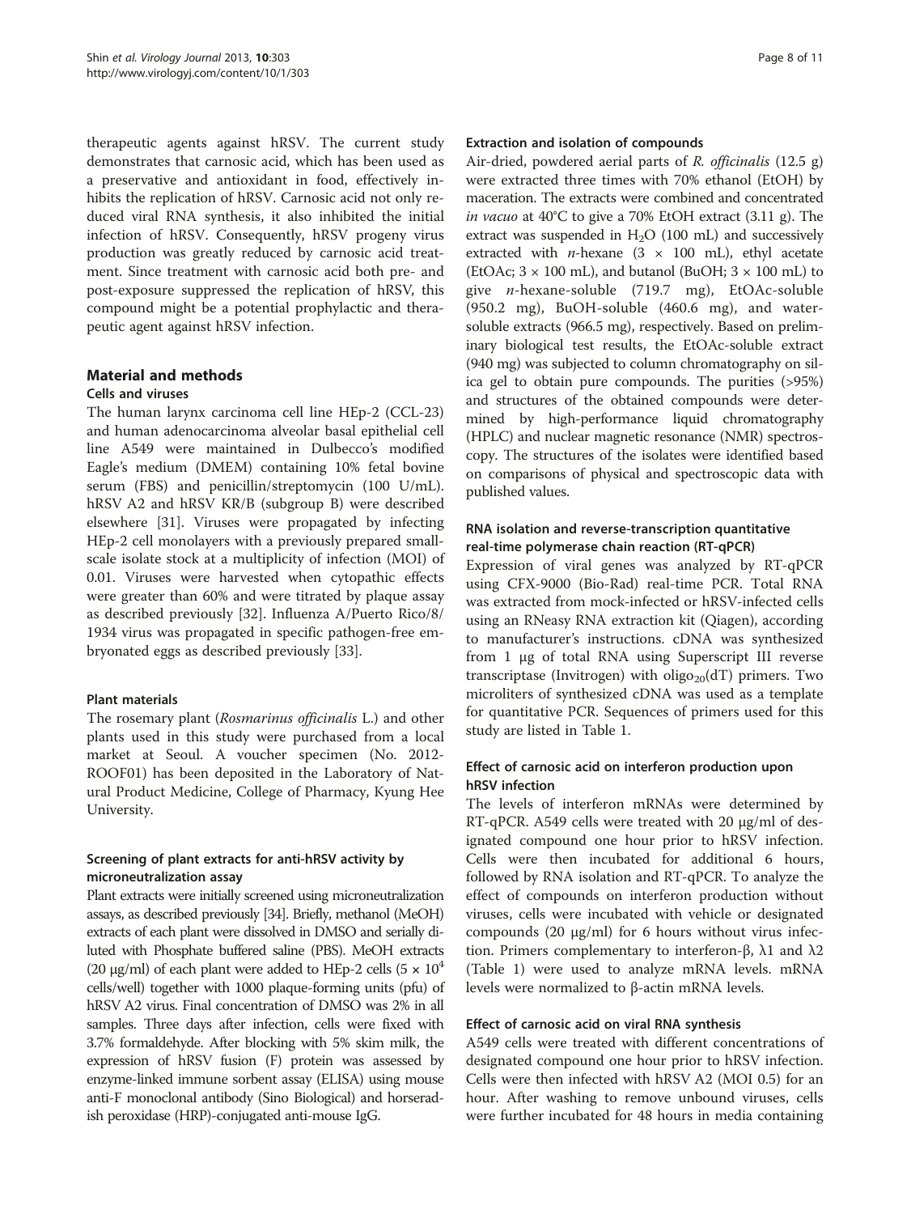therapeutic agents against hRSV. The current study demonstrates that carnosic acid, which has been used as a preservative and antioxidant in food, effectively inhibits the replication of hRSV. Carnosic acid not only reduced viral RNA synthesis, it also inhibited the initial infection of hRSV. Consequently, hRSV progeny virus production was greatly reduced by carnosic acid treatment. Since treatment with carnosic acid both pre- and post-exposure suppressed the replication of hRSV, this compound might be a potential prophylactic and therapeutic agent against hRSV infection.

## Material and methods

### Cells and viruses

The human larynx carcinoma cell line HEp-2 (CCL-23) and human adenocarcinoma alveolar basal epithelial cell line A549 were maintained in Dulbecco's modified Eagle's medium (DMEM) containing 10% fetal bovine serum (FBS) and penicillin/streptomycin (100 U/mL). hRSV A2 and hRSV KR/B (subgroup B) were described elsewhere [31]. Viruses were propagated by infecting HEp-2 cell monolayers with a previously prepared small-scale isolate stock at a multiplicity of infection (MOI) of 0.01. Viruses were harvested when cytopathic effects were greater than 60% and were titrated by plaque assay as described previously [32]. Influenza A/Puerto Rico/8/1934 virus was propagated in specific pathogen-free embryonated eggs as described previously [33].

### Plant materials

The rosemary plant (*Rosmarinus officinalis* L.) and other plants used in this study were purchased from a local market at Seoul. A voucher specimen (No. 2012-ROOF01) has been deposited in the Laboratory of Natural Product Medicine, College of Pharmacy, Kyung Hee University.

### Screening of plant extracts for anti-hRSV activity by microneutralization assay

Plant extracts were initially screened using microneutralization assays, as described previously [34]. Briefly, methanol (MeOH) extracts of each plant were dissolved in DMSO and serially diluted with Phosphate buffered saline (PBS). MeOH extracts (20 μg/ml) of each plant were added to HEp-2 cells ($5 \times 10^4$ cells/well) together with 1000 plaque-forming units (pfu) of hRSV A2 virus. Final concentration of DMSO was 2% in all samples. Three days after infection, cells were fixed with 3.7% formaldehyde. After blocking with 5% skim milk, the expression of hRSV fusion (F) protein was assessed by enzyme-linked immune sorbent assay (ELISA) using mouse anti-F monoclonal antibody (Sino Biological) and horseradish peroxidase (HRP)-conjugated anti-mouse IgG.

### Extraction and isolation of compounds

Air-dried, powdered aerial parts of *R. officinalis* (12.5 g) were extracted three times with 70% ethanol (EtOH) by maceration. The extracts were combined and concentrated *in vacuo* at 40°C to give a 70% EtOH extract (3.11 g). The extract was suspended in $H_2O$ (100 mL) and successively extracted with *n*-hexane (3 × 100 mL), ethyl acetate (EtOAc; 3 × 100 mL), and butanol (BuOH; 3 × 100 mL) to give *n*-hexane-soluble (719.7 mg), EtOAc-soluble (950.2 mg), BuOH-soluble (460.6 mg), and water-soluble extracts (966.5 mg), respectively. Based on preliminary biological test results, the EtOAc-soluble extract (940 mg) was subjected to column chromatography on silica gel to obtain pure compounds. The purities (>95%) and structures of the obtained compounds were determined by high-performance liquid chromatography (HPLC) and nuclear magnetic resonance (NMR) spectroscopy. The structures of the isolates were identified based on comparisons of physical and spectroscopic data with published values.

### RNA isolation and reverse-transcription quantitative real-time polymerase chain reaction (RT-qPCR)

Expression of viral genes was analyzed by RT-qPCR using CFX-9000 (Bio-Rad) real-time PCR. Total RNA was extracted from mock-infected or hRSV-infected cells using an RNeasy RNA extraction kit (Qiagen), according to manufacturer's instructions. cDNA was synthesized from 1 μg of total RNA using Superscript III reverse transcriptase (Invitrogen) with $oligo_{20}(dT)$ primers. Two microliters of synthesized cDNA was used as a template for quantitative PCR. Sequences of primers used for this study are listed in Table 1.

### Effect of carnosic acid on interferon production upon hRSV infection

The levels of interferon mRNAs were determined by RT-qPCR. A549 cells were treated with 20 μg/ml of designated compound one hour prior to hRSV infection. Cells were then incubated for additional 6 hours, followed by RNA isolation and RT-qPCR. To analyze the effect of compounds on interferon production without viruses, cells were incubated with vehicle or designated compounds (20 μg/ml) for 6 hours without virus infection. Primers complementary to interferon-β, λ1 and λ2 (Table 1) were used to analyze mRNA levels. mRNA levels were normalized to β-actin mRNA levels.

### Effect of carnosic acid on viral RNA synthesis

A549 cells were treated with different concentrations of designated compound one hour prior to hRSV infection. Cells were then infected with hRSV A2 (MOI 0.5) for an hour. After washing to remove unbound viruses, cells were further incubated for 48 hours in media containing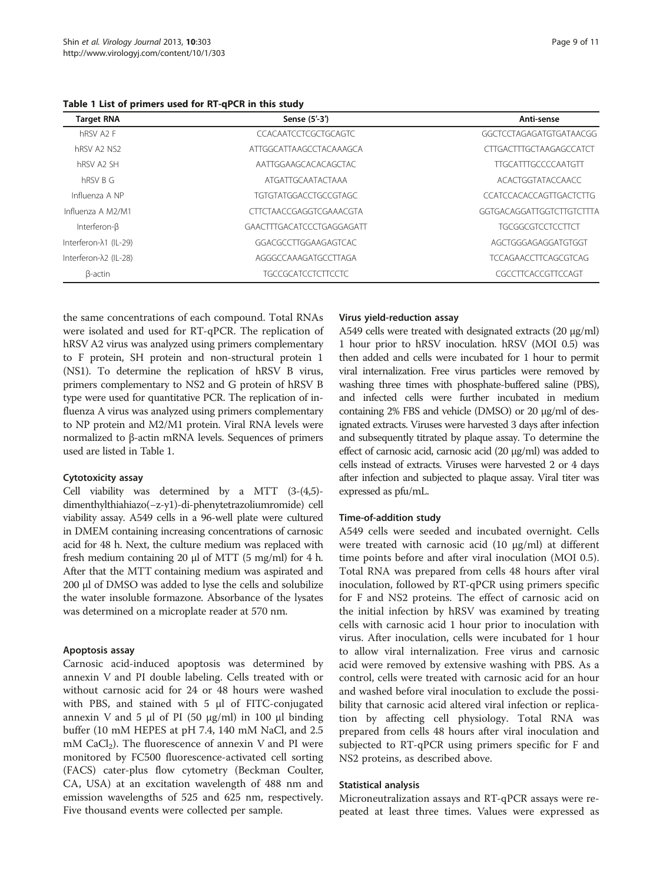**Table 1 List of primers used for RT-qPCR in this study**

| Target RNA | Sense (5'-3') | Anti-sense |
| --- | --- | --- |
| hRSV A2 F | CCACAATCCTCGCTGCAGTC | GGCTCCTAGAGATGTGATAACGG |
| hRSV A2 NS2 | ATTGGCATTAAGCCTACAAAGCA | CTTGACTTTGCTAAGAGCCATCT |
| hRSV A2 SH | AATTGGAAGCACACAGCTAC | TTGCATTTGCCCCAATGTT |
| hRSV B G | ATGATTGCAATACTAAA | ACACTGGTATACCAACC |
| Influenza A NP | TGTGTATGGACCTGCCGTAGC | CCATCCACACCAGTTGACTCTTG |
| Influenza A M2/M1 | CTTCTAACCGAGGTCGAAACGTA | GGTGACAGGATTGGTCTTGTCTTTA |
| Interferon-β | GAACTTTGACATCCCTGAGGAGATT | TGCGGCGTCCTCCTTCT |
| Interferon-λ1 (IL-29) | GGACGCCTTGGAAGAGTCAC | AGCTGGGAGAGGATGTGGT |
| Interferon-λ2 (IL-28) | AGGGCCAAAGATGCCTTAGA | TCCAGAACCTTCAGCGTCAG |
| β-actin | TGCCGCATCCTCTTCCTC | CGCCTTCACCGTTCCAGT |

the same concentrations of each compound. Total RNAs were isolated and used for RT-qPCR. The replication of hRSV A2 virus was analyzed using primers complementary to F protein, SH protein and non-structural protein 1 (NS1). To determine the replication of hRSV B virus, primers complementary to NS2 and G protein of hRSV B type were used for quantitative PCR. The replication of influenza A virus was analyzed using primers complementary to NP protein and M2/M1 protein. Viral RNA levels were normalized to β-actin mRNA levels. Sequences of primers used are listed in Table 1.

#### Cytotoxicity assay

Cell viability was determined by a MTT (3-(4,5)-dimenthylthiahiazo(−z-y1)-di-phenytetrazoliumromide) cell viability assay. A549 cells in a 96-well plate were cultured in DMEM containing increasing concentrations of carnosic acid for 48 h. Next, the culture medium was replaced with fresh medium containing 20 μl of MTT (5 mg/ml) for 4 h. After that the MTT containing medium was aspirated and 200 μl of DMSO was added to lyse the cells and solubilize the water insoluble formazone. Absorbance of the lysates was determined on a microplate reader at 570 nm.

#### Apoptosis assay

Carnosic acid-induced apoptosis was determined by annexin V and PI double labeling. Cells treated with or without carnosic acid for 24 or 48 hours were washed with PBS, and stained with 5 μl of FITC-conjugated annexin V and 5 μl of PI (50 μg/ml) in 100 μl binding buffer (10 mM HEPES at pH 7.4, 140 mM NaCl, and 2.5 mM $CaCl_2$). The fluorescence of annexin V and PI were monitored by FC500 fluorescence-activated cell sorting (FACS) cater-plus flow cytometry (Beckman Coulter, CA, USA) at an excitation wavelength of 488 nm and emission wavelengths of 525 and 625 nm, respectively. Five thousand events were collected per sample.

#### Virus yield-reduction assay

A549 cells were treated with designated extracts (20 μg/ml) 1 hour prior to hRSV inoculation. hRSV (MOI 0.5) was then added and cells were incubated for 1 hour to permit viral internalization. Free virus particles were removed by washing three times with phosphate-buffered saline (PBS), and infected cells were further incubated in medium containing 2% FBS and vehicle (DMSO) or 20 μg/ml of designated extracts. Viruses were harvested 3 days after infection and subsequently titrated by plaque assay. To determine the effect of carnosic acid, carnosic acid (20 μg/ml) was added to cells instead of extracts. Viruses were harvested 2 or 4 days after infection and subjected to plaque assay. Viral titer was expressed as pfu/mL.

#### Time-of-addition study

A549 cells were seeded and incubated overnight. Cells were treated with carnosic acid (10 μg/ml) at different time points before and after viral inoculation (MOI 0.5). Total RNA was prepared from cells 48 hours after viral inoculation, followed by RT-qPCR using primers specific for F and NS2 proteins. The effect of carnosic acid on the initial infection by hRSV was examined by treating cells with carnosic acid 1 hour prior to inoculation with virus. After inoculation, cells were incubated for 1 hour to allow viral internalization. Free virus and carnosic acid were removed by extensive washing with PBS. As a control, cells were treated with carnosic acid for an hour and washed before viral inoculation to exclude the possibility that carnosic acid altered viral infection or replication by affecting cell physiology. Total RNA was prepared from cells 48 hours after viral inoculation and subjected to RT-qPCR using primers specific for F and NS2 proteins, as described above.

#### Statistical analysis

Microneutralization assays and RT-qPCR assays were repeated at least three times. Values were expressed as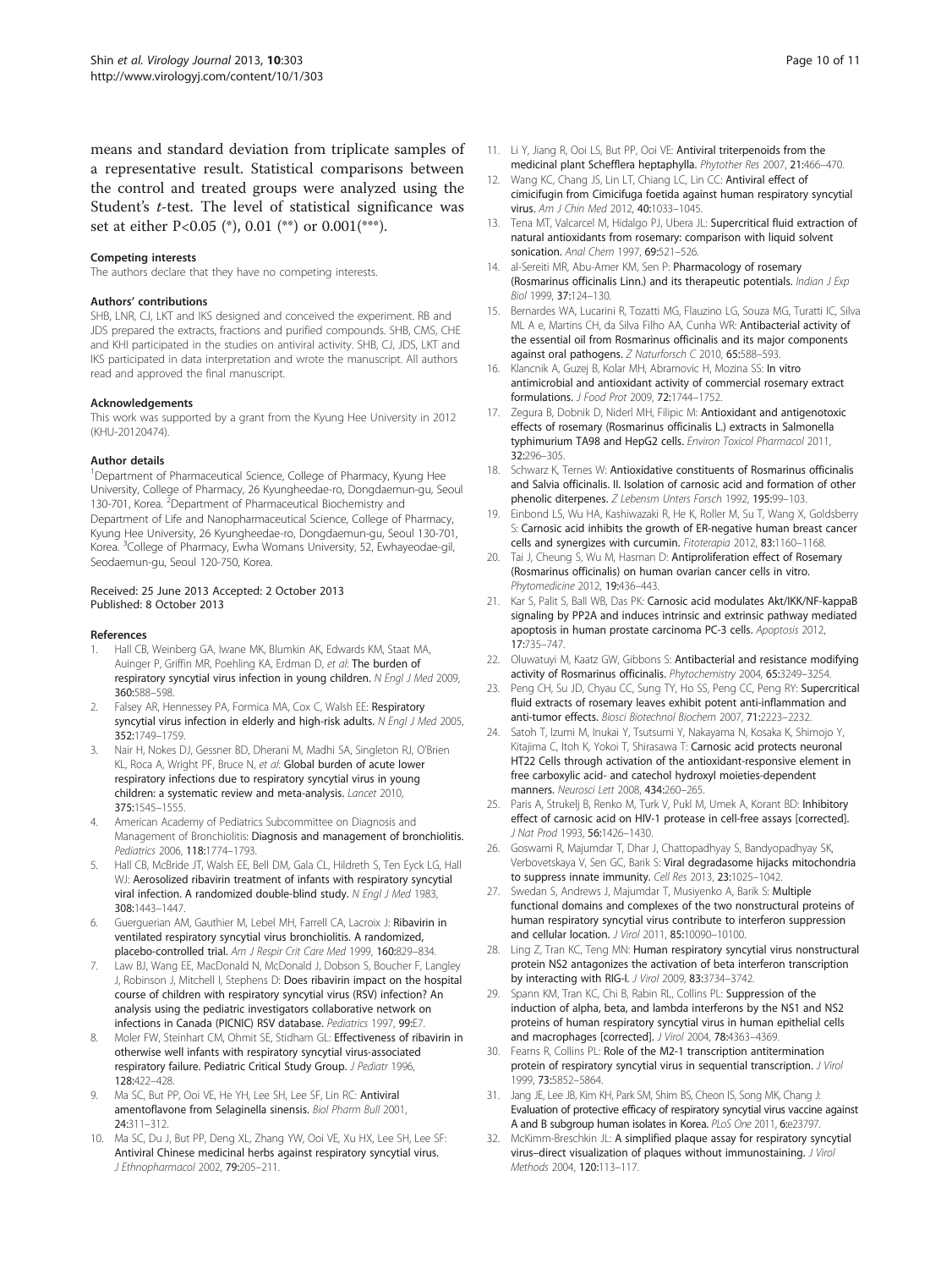means and standard deviation from triplicate samples of a representative result. Statistical comparisons between the control and treated groups were analyzed using the Student's *t*-test. The level of statistical significance was set at either P<0.05 (*), 0.01 (**) or 0.001(***).

#### Competing interests
The authors declare that they have no competing interests.

#### Authors' contributions
SHB, LNR, CJ, LKT and IKS designed and conceived the experiment. RB and JDS prepared the extracts, fractions and purified compounds. SHB, CMS, CHE and KHI participated in the studies on antiviral activity. SHB, CJ, JDS, LKT and IKS participated in data interpretation and wrote the manuscript. All authors read and approved the final manuscript.

#### Acknowledgements
This work was supported by a grant from the Kyung Hee University in 2012 (KHU-20120474).

#### Author details
[1]Department of Pharmaceutical Science, College of Pharmacy, Kyung Hee University, College of Pharmacy, 26 Kyungheedae-ro, Dongdaemun-gu, Seoul 130-701, Korea. [2]Department of Pharmaceutical Biochemistry and Department of Life and Nanopharmaceutical Science, College of Pharmacy, Kyung Hee University, 26 Kyungheedae-ro, Dongdaemun-gu, Seoul 130-701, Korea. [3]College of Pharmacy, Ewha Womans University, 52, Ewhayeodae-gil, Seodaemun-gu, Seoul 120-750, Korea.

Received: 25 June 2013 Accepted: 2 October 2013
Published: 8 October 2013

#### References
1. Hall CB, Weinberg GA, Iwane MK, Blumkin AK, Edwards KM, Staat MA, Auinger P, Griffin MR, Poehling KA, Erdman D, *et al*: **The burden of respiratory syncytial virus infection in young children.** *N Engl J Med* 2009, **360:**588–598.
2. Falsey AR, Hennessey PA, Formica MA, Cox C, Walsh EE: **Respiratory syncytial virus infection in elderly and high-risk adults.** *N Engl J Med* 2005, **352:**1749–1759.
3. Nair H, Nokes DJ, Gessner BD, Dherani M, Madhi SA, Singleton RJ, O'Brien KL, Roca A, Wright PF, Bruce N, *et al*: **Global burden of acute lower respiratory infections due to respiratory syncytial virus in young children: a systematic review and meta-analysis.** *Lancet* 2010, **375:**1545–1555.
4. American Academy of Pediatrics Subcommittee on Diagnosis and Management of Bronchiolitis: **Diagnosis and management of bronchiolitis.** *Pediatrics* 2006, **118:**1774–1793.
5. Hall CB, McBride JT, Walsh EE, Bell DM, Gala CL, Hildreth S, Ten Eyck LG, Hall WJ: **Aerosolized ribavirin treatment of infants with respiratory syncytial viral infection. A randomized double-blind study.** *N Engl J Med* 1983, **308:**1443–1447.
6. Guerguerian AM, Gauthier M, Lebel MH, Farrell CA, Lacroix J: **Ribavirin in ventilated respiratory syncytial virus bronchiolitis. A randomized, placebo-controlled trial.** *Am J Respir Crit Care Med* 1999, **160:**829–834.
7. Law BJ, Wang EE, MacDonald N, McDonald J, Dobson S, Boucher F, Langley J, Robinson J, Mitchell I, Stephens D: **Does ribavirin impact on the hospital course of children with respiratory syncytial virus (RSV) infection? An analysis using the pediatric investigators collaborative network on infections in Canada (PICNIC) RSV database.** *Pediatrics* 1997, **99:**E7.
8. Moler FW, Steinhart CM, Ohmit SE, Stidham GL: **Effectiveness of ribavirin in otherwise well infants with respiratory syncytial virus-associated respiratory failure. Pediatric Critical Study Group.** *J Pediatr* 1996, **128:**422–428.
9. Ma SC, But PP, Ooi VE, He YH, Lee SH, Lee SF, Lin RC: **Antiviral amentoflavone from Selaginella sinensis.** *Biol Pharm Bull* 2001, **24:**311–312.
10. Ma SC, Du J, But PP, Deng XL, Zhang YW, Ooi VE, Xu HX, Lee SH, Lee SF: **Antiviral Chinese medicinal herbs against respiratory syncytial virus.** *J Ethnopharmacol* 2002, **79:**205–211.
11. Li Y, Jiang R, Ooi LS, But PP, Ooi VE: **Antiviral triterpenoids from the medicinal plant Schefflera heptaphylla.** *Phytother Res* 2007, **21:**466–470.
12. Wang KC, Chang JS, Lin LT, Chiang LC, Lin CC: **Antiviral effect of cimicifugin from Cimicifuga foetida against human respiratory syncytial virus.** *Am J Chin Med* 2012, **40:**1033–1045.
13. Tena MT, Valcarcel M, Hidalgo PJ, Ubera JL: **Supercritical fluid extraction of natural antioxidants from rosemary: comparison with liquid solvent sonication.** *Anal Chem* 1997, **69:**521–526.
14. al-Sereiti MR, Abu-Amer KM, Sen P: **Pharmacology of rosemary (Rosmarinus officinalis Linn.) and its therapeutic potentials.** *Indian J Exp Biol* 1999, **37:**124–130.
15. Bernardes WA, Lucarini R, Tozatti MG, Flauzino LG, Souza MG, Turatti IC, Silva ML A e, Martins CH, da Silva Filho AA, Cunha WR: **Antibacterial activity of the essential oil from Rosmarinus officinalis and its major components against oral pathogens.** *Z Naturforsch C* 2010, **65:**588–593.
16. Klancnik A, Guzej B, Kolar MH, Abramovic H, Mozina SS: **In vitro antimicrobial and antioxidant activity of commercial rosemary extract formulations.** *J Food Prot* 2009, **72:**1744–1752.
17. Zegura B, Dobnik D, Niderl MH, Filipic M: **Antioxidant and antigenotoxic effects of rosemary (Rosmarinus officinalis L.) extracts in Salmonella typhimurium TA98 and HepG2 cells.** *Environ Toxicol Pharmacol* 2011, **32:**296–305.
18. Schwarz K, Ternes W: **Antioxidative constituents of Rosmarinus officinalis and Salvia officinalis. II. Isolation of carnosic acid and formation of other phenolic diterpenes.** *Z Lebensm Unters Forsch* 1992, **195:**99–103.
19. Einbond LS, Wu HA, Kashiwazaki R, He K, Roller M, Su T, Wang X, Goldsberry S: **Carnosic acid inhibits the growth of ER-negative human breast cancer cells and synergizes with curcumin.** *Fitoterapia* 2012, **83:**1160–1168.
20. Tai J, Cheung S, Wu M, Hasman D: **Antiproliferation effect of Rosemary (Rosmarinus officinalis) on human ovarian cancer cells in vitro.** *Phytomedicine* 2012, **19:**436–443.
21. Kar S, Palit S, Ball WB, Das PK: **Carnosic acid modulates Akt/IKK/NF-kappaB signaling by PP2A and induces intrinsic and extrinsic pathway mediated apoptosis in human prostate carcinoma PC-3 cells.** *Apoptosis* 2012, **17:**735–747.
22. Oluwatuyi M, Kaatz GW, Gibbons S: **Antibacterial and resistance modifying activity of Rosmarinus officinalis.** *Phytochemistry* 2004, **65:**3249–3254.
23. Peng CH, Su JD, Chyau CC, Sung TY, Ho SS, Peng CC, Peng RY: **Supercritical fluid extracts of rosemary leaves exhibit potent anti-inflammation and anti-tumor effects.** *Biosci Biotechnol Biochem* 2007, **71:**2223–2232.
24. Satoh T, Izumi M, Inukai Y, Tsutsumi Y, Nakayama N, Kosaka K, Shimojo Y, Kitajima C, Itoh K, Yokoi T, Shirasawa T: **Carnosic acid protects neuronal HT22 Cells through activation of the antioxidant-responsive element in free carboxylic acid- and catechol hydroxyl moieties-dependent manners.** *Neurosci Lett* 2008, **434:**260–265.
25. Paris A, Strukelj B, Renko M, Turk V, Pukl M, Umek A, Korant BD: **Inhibitory effect of carnosic acid on HIV-1 protease in cell-free assays [corrected].** *J Nat Prod* 1993, **56:**1426–1430.
26. Goswami R, Majumdar T, Dhar J, Chattopadhyay S, Bandyopadhyay SK, Verbovetskaya V, Sen GC, Barik S: **Viral degradasome hijacks mitochondria to suppress innate immunity.** *Cell Res* 2013, **23:**1025–1042.
27. Swedan S, Andrews J, Majumdar T, Musiyenko A, Barik S: **Multiple functional domains and complexes of the two nonstructural proteins of human respiratory syncytial virus contribute to interferon suppression and cellular location.** *J Virol* 2011, **85:**10090–10100.
28. Ling Z, Tran KC, Teng MN: **Human respiratory syncytial virus nonstructural protein NS2 antagonizes the activation of beta interferon transcription by interacting with RIG-I.** *J Virol* 2009, **83:**3734–3742.
29. Spann KM, Tran KC, Chi B, Rabin RL, Collins PL: **Suppression of the induction of alpha, beta, and lambda interferons by the NS1 and NS2 proteins of human respiratory syncytial virus in human epithelial cells and macrophages [corrected].** *J Virol* 2004, **78:**4363–4369.
30. Fearns R, Collins PL: **Role of the M2-1 transcription antitermination protein of respiratory syncytial virus in sequential transcription.** *J Virol* 1999, **73:**5852–5864.
31. Jang JE, Lee JB, Kim KH, Park SM, Shim BS, Cheon IS, Song MK, Chang J: **Evaluation of protective efficacy of respiratory syncytial virus vaccine against A and B subgroup human isolates in Korea.** *PLoS One* 2011, **6:**e23797.
32. McKimm-Breschkin JL: **A simplified plaque assay for respiratory syncytial virus–direct visualization of plaques without immunostaining.** *J Virol Methods* 2004, **120:**113–117.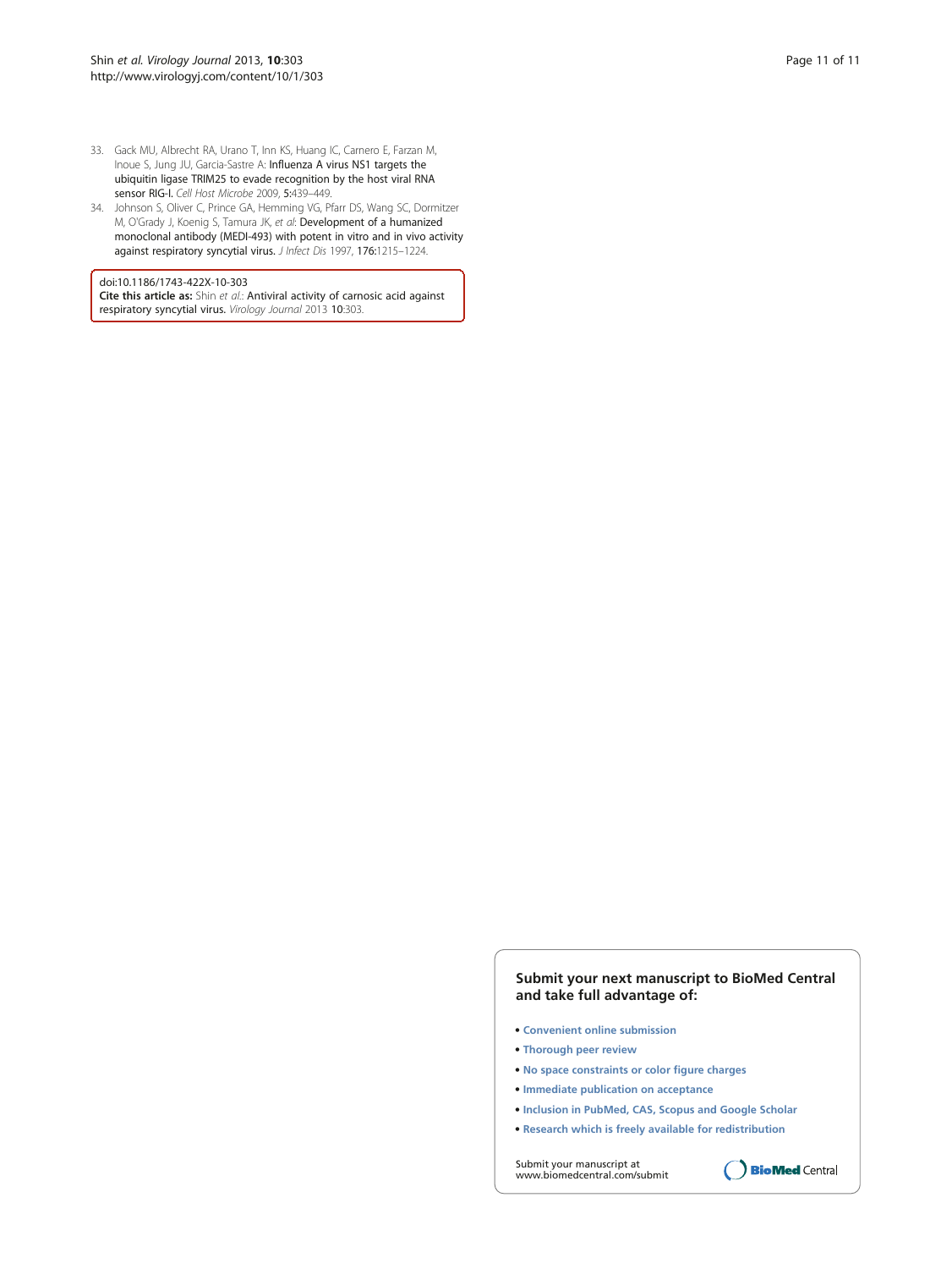33. Gack MU, Albrecht RA, Urano T, Inn KS, Huang IC, Carnero E, Farzan M, Inoue S, Jung JU, Garcia-Sastre A: **Influenza A virus NS1 targets the ubiquitin ligase TRIM25 to evade recognition by the host viral RNA sensor RIG-I.** *Cell Host Microbe* 2009, **5:**439–449.
34. Johnson S, Oliver C, Prince GA, Hemming VG, Pfarr DS, Wang SC, Dormitzer M, O'Grady J, Koenig S, Tamura JK, *et al*: **Development of a humanized monoclonal antibody (MEDI-493) with potent in vitro and in vivo activity against respiratory syncytial virus.** *J Infect Dis* 1997, **176:**1215–1224.

doi:10.1186/1743-422X-10-303

**Cite this article as:** Shin *et al.*: Antiviral activity of carnosic acid against respiratory syncytial virus. *Virology Journal* 2013 **10**:303.

**Submit your next manuscript to BioMed Central and take full advantage of:**

- **Convenient online submission**
- **Thorough peer review**
- **No space constraints or color figure charges**
- **Immediate publication on acceptance**
- **Inclusion in PubMed, CAS, Scopus and Google Scholar**
- **Research which is freely available for redistribution**

Submit your manuscript at
www.biomedcentral.com/submit

BioMed Central